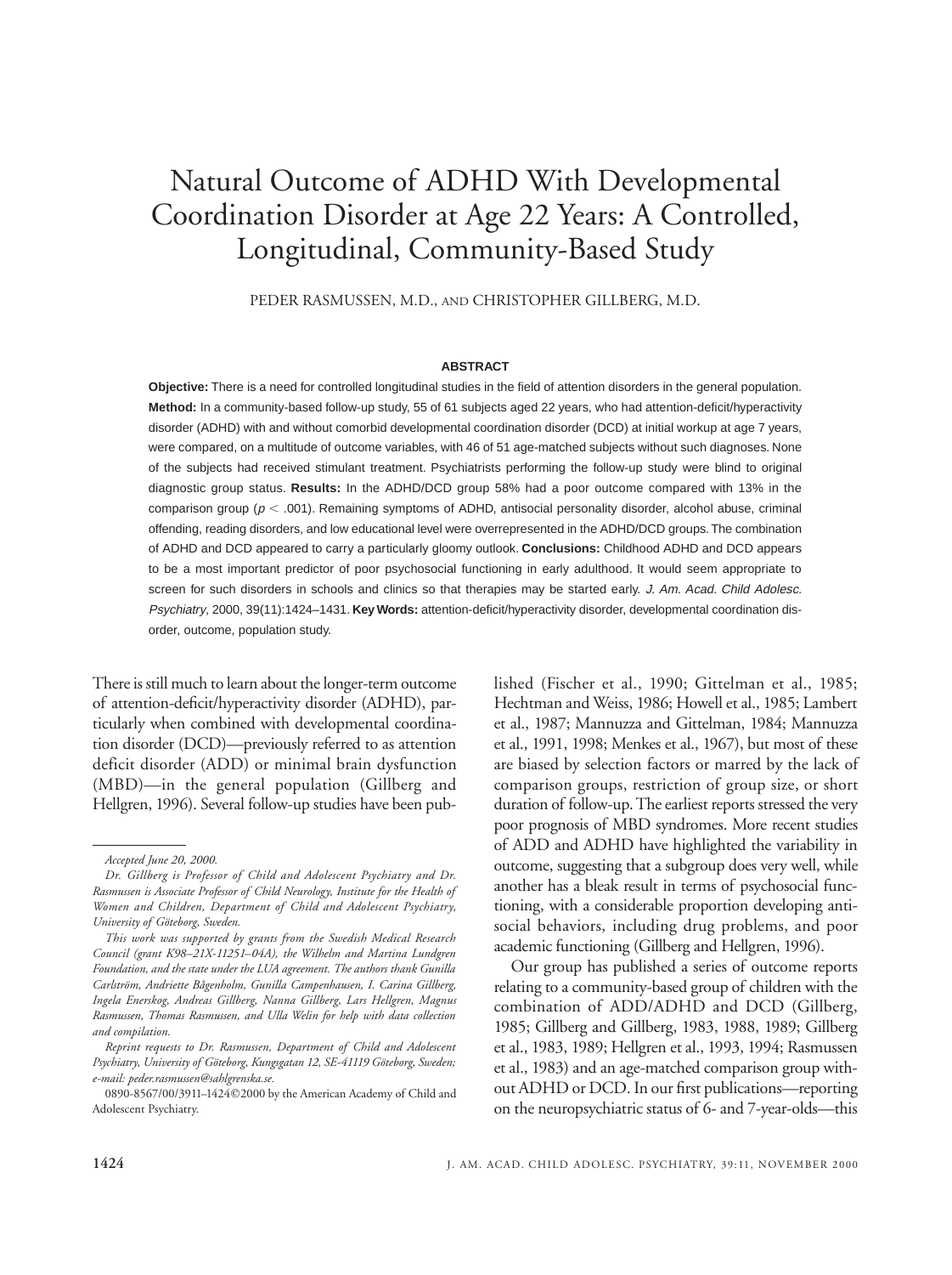# Natural Outcome of ADHD With Developmental Coordination Disorder at Age 22 Years: A Controlled, Longitudinal, Community-Based Study

PEDER RASMUSSEN, M.D., AND CHRISTOPHER GILLBERG, M.D.

## ABSTRACT

**Objective:** There is a need for controlled longitudinal studies in the field of attention disorders in the general population. **Method:** In a community-based follow-up study, 55 of 61 subjects aged 22 years, who had attention-deficit/hyperactivity disorder (ADHD) with and without comorbid developmental coordination disorder (DCD) at initial workup at age 7 years, were compared, on a multitude of outcome variables, with 46 of 51 age-matched subjects without such diagnoses. None of the subjects had received stimulant treatment. Psychiatrists performing the follow-up study were blind to original diagnostic group status. **Results:** In the ADHD/DCD group 58% had a poor outcome compared with 13% in the comparison group ($p < .001$). Remaining symptoms of ADHD, antisocial personality disorder, alcohol abuse, criminal offending, reading disorders, and low educational level were overrepresented in the ADHD/DCD groups. The combination of ADHD and DCD appeared to carry a particularly gloomy outlook. **Conclusions:** Childhood ADHD and DCD appears to be a most important predictor of poor psychosocial functioning in early adulthood. It would seem appropriate to screen for such disorders in schools and clinics so that therapies may be started early. *J. Am. Acad. Child Adolesc. Psychiatry*, 2000, 39(11):1424–1431. **Key Words:** attention-deficit/hyperactivity disorder, developmental coordination disorder, outcome, population study.

There is still much to learn about the longer-term outcome of attention-deficit/hyperactivity disorder (ADHD), particularly when combined with developmental coordination disorder (DCD)—previously referred to as attention deficit disorder (ADD) or minimal brain dysfunction (MBD)—in the general population (Gillberg and Hellgren, 1996). Several follow-up studies have been published (Fischer et al., 1990; Gittelman et al., 1985; Hechtman and Weiss, 1986; Howell et al., 1985; Lambert et al., 1987; Mannuzza and Gittelman, 1984; Mannuzza et al., 1991, 1998; Menkes et al., 1967), but most of these are biased by selection factors or marred by the lack of comparison groups, restriction of group size, or short duration of follow-up. The earliest reports stressed the very poor prognosis of MBD syndromes. More recent studies of ADD and ADHD have highlighted the variability in outcome, suggesting that a subgroup does very well, while another has a bleak result in terms of psychosocial functioning, with a considerable proportion developing antisocial behaviors, including drug problems, and poor academic functioning (Gillberg and Hellgren, 1996).

Our group has published a series of outcome reports relating to a community-based group of children with the combination of ADD/ADHD and DCD (Gillberg, 1985; Gillberg and Gillberg, 1983, 1988, 1989; Gillberg et al., 1983, 1989; Hellgren et al., 1993, 1994; Rasmussen et al., 1983) and an age-matched comparison group without ADHD or DCD. In our first publications—reporting on the neuropsychiatric status of 6- and 7-year-olds—this

*Accepted June 20, 2000.*

*Dr. Gillberg is Professor of Child and Adolescent Psychiatry and Dr. Rasmussen is Associate Professor of Child Neurology, Institute for the Health of Women and Children, Department of Child and Adolescent Psychiatry, University of Göteborg, Sweden.*

*This work was supported by grants from the Swedish Medical Research Council (grant K98–21X-11251–04A), the Wilhelm and Martina Lundgren Foundation, and the state under the LUA agreement. The authors thank Gunilla Carlström, Andriette Bågenholm, Gunilla Campenhausen, I. Carina Gillberg, Ingela Enerskog, Andreas Gillberg, Nanna Gillberg, Lars Hellgren, Magnus Rasmussen, Thomas Rasmussen, and Ulla Welin for help with data collection and compilation.*

*Reprint requests to Dr. Rasmussen, Department of Child and Adolescent Psychiatry, University of Göteborg, Kungsgatan 12, SE-41119 Göteborg, Sweden; e-mail: peder.rasmussen@sahlgrenska.se.*

0890-8567/00/3911–1424©2000 by the American Academy of Child and Adolescent Psychiatry.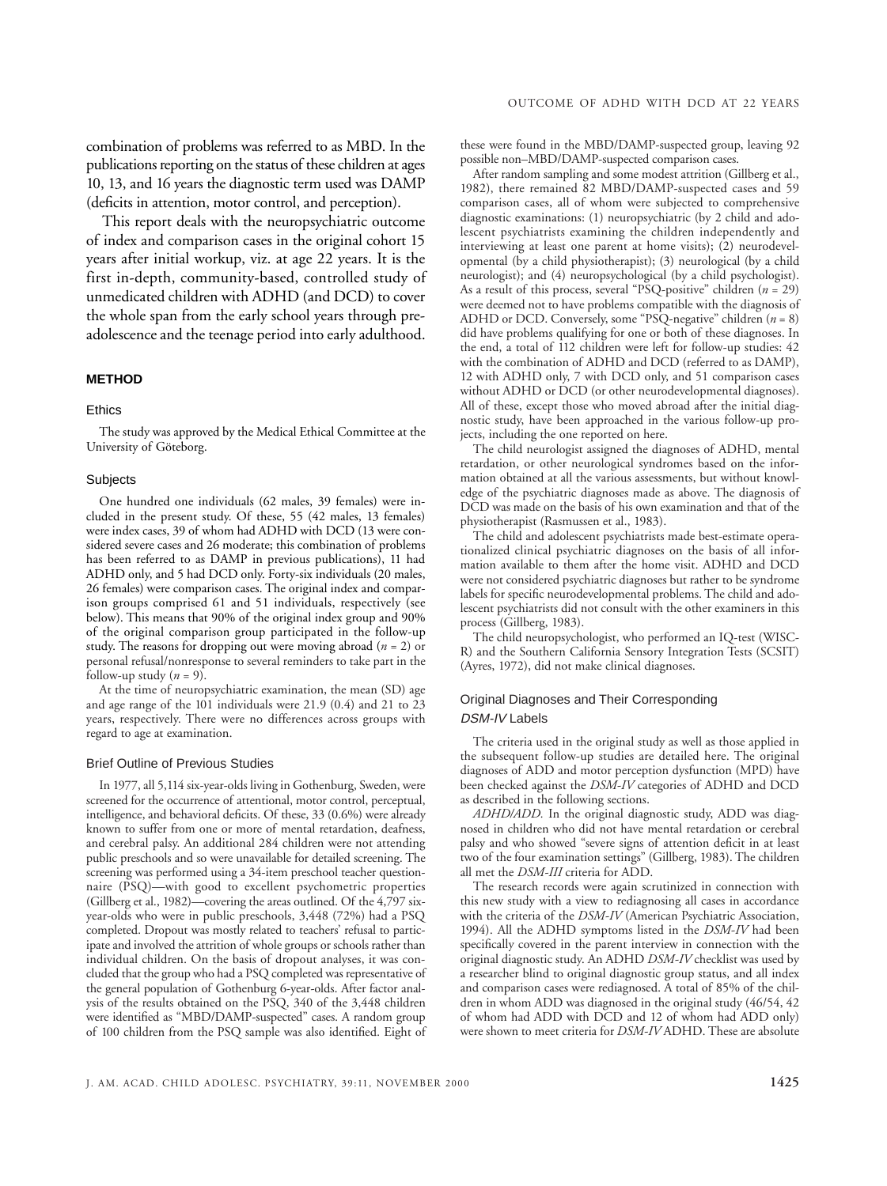combination of problems was referred to as MBD. In the publications reporting on the status of these children at ages 10, 13, and 16 years the diagnostic term used was DAMP (deficits in attention, motor control, and perception).

This report deals with the neuropsychiatric outcome of index and comparison cases in the original cohort 15 years after initial workup, viz. at age 22 years. It is the first in-depth, community-based, controlled study of unmedicated children with ADHD (and DCD) to cover the whole span from the early school years through preadolescence and the teenage period into early adulthood.

## METHOD

### Ethics

The study was approved by the Medical Ethical Committee at the University of Göteborg.

### Subjects

One hundred one individuals (62 males, 39 females) were included in the present study. Of these, 55 (42 males, 13 females) were index cases, 39 of whom had ADHD with DCD (13 were considered severe cases and 26 moderate; this combination of problems has been referred to as DAMP in previous publications), 11 had ADHD only, and 5 had DCD only. Forty-six individuals (20 males, 26 females) were comparison cases. The original index and comparison groups comprised 61 and 51 individuals, respectively (see below). This means that 90% of the original index group and 90% of the original comparison group participated in the follow-up study. The reasons for dropping out were moving abroad ($n$ = 2) or personal refusal/nonresponse to several reminders to take part in the follow-up study ($n$ = 9).

At the time of neuropsychiatric examination, the mean (SD) age and age range of the 101 individuals were 21.9 (0.4) and 21 to 23 years, respectively. There were no differences across groups with regard to age at examination.

### Brief Outline of Previous Studies

In 1977, all 5,114 six-year-olds living in Gothenburg, Sweden, were screened for the occurrence of attentional, motor control, perceptual, intelligence, and behavioral deficits. Of these, 33 (0.6%) were already known to suffer from one or more of mental retardation, deafness, and cerebral palsy. An additional 284 children were not attending public preschools and so were unavailable for detailed screening. The screening was performed using a 34-item preschool teacher questionnaire (PSQ)—with good to excellent psychometric properties (Gillberg et al., 1982)—covering the areas outlined. Of the 4,797 six-year-olds who were in public preschools, 3,448 (72%) had a PSQ completed. Dropout was mostly related to teachers' refusal to participate and involved the attrition of whole groups or schools rather than individual children. On the basis of dropout analyses, it was concluded that the group who had a PSQ completed was representative of the general population of Gothenburg 6-year-olds. After factor analysis of the results obtained on the PSQ, 340 of the 3,448 children were identified as "MBD/DAMP-suspected" cases. A random group of 100 children from the PSQ sample was also identified. Eight of these were found in the MBD/DAMP-suspected group, leaving 92 possible non–MBD/DAMP-suspected comparison cases.

After random sampling and some modest attrition (Gillberg et al., 1982), there remained 82 MBD/DAMP-suspected cases and 59 comparison cases, all of whom were subjected to comprehensive diagnostic examinations: (1) neuropsychiatric (by 2 child and adolescent psychiatrists examining the children independently and interviewing at least one parent at home visits); (2) neurodevelopmental (by a child physiotherapist); (3) neurological (by a child neurologist); and (4) neuropsychological (by a child psychologist). As a result of this process, several "PSQ-positive" children ($n$ = 29) were deemed not to have problems compatible with the diagnosis of ADHD or DCD. Conversely, some "PSQ-negative" children ($n$ = 8) did have problems qualifying for one or both of these diagnoses. In the end, a total of 112 children were left for follow-up studies: 42 with the combination of ADHD and DCD (referred to as DAMP), 12 with ADHD only, 7 with DCD only, and 51 comparison cases without ADHD or DCD (or other neurodevelopmental diagnoses). All of these, except those who moved abroad after the initial diagnostic study, have been approached in the various follow-up projects, including the one reported on here.

The child neurologist assigned the diagnoses of ADHD, mental retardation, or other neurological syndromes based on the information obtained at all the various assessments, but without knowledge of the psychiatric diagnoses made as above. The diagnosis of DCD was made on the basis of his own examination and that of the physiotherapist (Rasmussen et al., 1983).

The child and adolescent psychiatrists made best-estimate operationalized clinical psychiatric diagnoses on the basis of all information available to them after the home visit. ADHD and DCD were not considered psychiatric diagnoses but rather to be syndrome labels for specific neurodevelopmental problems. The child and adolescent psychiatrists did not consult with the other examiners in this process (Gillberg, 1983).

The child neuropsychologist, who performed an IQ-test (WISC-R) and the Southern California Sensory Integration Tests (SCSIT) (Ayres, 1972), did not make clinical diagnoses.

### Original Diagnoses and Their Corresponding *DSM-IV* Labels

The criteria used in the original study as well as those applied in the subsequent follow-up studies are detailed here. The original diagnoses of ADD and motor perception dysfunction (MPD) have been checked against the *DSM-IV* categories of ADHD and DCD as described in the following sections.

*ADHD/ADD.* In the original diagnostic study, ADD was diagnosed in children who did not have mental retardation or cerebral palsy and who showed "severe signs of attention deficit in at least two of the four examination settings" (Gillberg, 1983). The children all met the *DSM-III* criteria for ADD.

The research records were again scrutinized in connection with this new study with a view to rediagnosing all cases in accordance with the criteria of the *DSM-IV* (American Psychiatric Association, 1994). All the ADHD symptoms listed in the *DSM-IV* had been specifically covered in the parent interview in connection with the original diagnostic study. An ADHD *DSM-IV* checklist was used by a researcher blind to original diagnostic group status, and all index and comparison cases were rediagnosed. A total of 85% of the children in whom ADD was diagnosed in the original study (46/54, 42 of whom had ADD with DCD and 12 of whom had ADD only) were shown to meet criteria for *DSM-IV* ADHD. These are absolute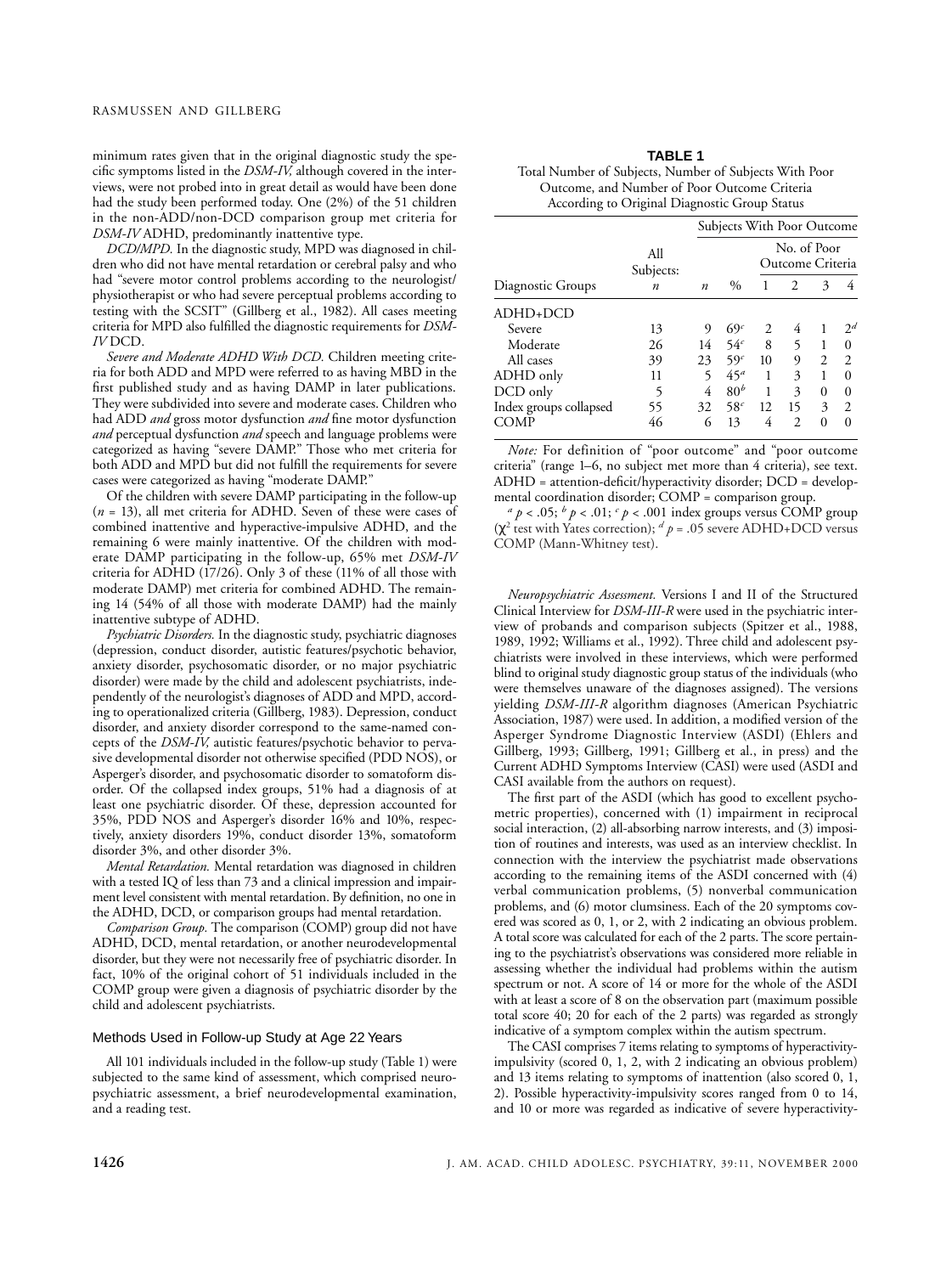minimum rates given that in the original diagnostic study the specific symptoms listed in the *DSM-IV,* although covered in the interviews, were not probed into in great detail as would have been done had the study been performed today. One (2%) of the 51 children in the non-ADD/non-DCD comparison group met criteria for *DSM-IV* ADHD, predominantly inattentive type.

*DCD/MPD.* In the diagnostic study, MPD was diagnosed in children who did not have mental retardation or cerebral palsy and who had "severe motor control problems according to the neurologist/physiotherapist or who had severe perceptual problems according to testing with the SCSIT" (Gillberg et al., 1982). All cases meeting criteria for MPD also fulfilled the diagnostic requirements for *DSM-IV* DCD.

*Severe and Moderate ADHD With DCD.* Children meeting criteria for both ADD and MPD were referred to as having MBD in the first published study and as having DAMP in later publications. They were subdivided into severe and moderate cases. Children who had ADD *and* gross motor dysfunction *and* fine motor dysfunction *and* perceptual dysfunction *and* speech and language problems were categorized as having "severe DAMP." Those who met criteria for both ADD and MPD but did not fulfill the requirements for severe cases were categorized as having "moderate DAMP."

Of the children with severe DAMP participating in the follow-up ($n$ = 13), all met criteria for ADHD. Seven of these were cases of combined inattentive and hyperactive-impulsive ADHD, and the remaining 6 were mainly inattentive. Of the children with moderate DAMP participating in the follow-up, 65% met *DSM-IV* criteria for ADHD (17/26). Only 3 of these (11% of all those with moderate DAMP) met criteria for combined ADHD. The remaining 14 (54% of all those with moderate DAMP) had the mainly inattentive subtype of ADHD.

*Psychiatric Disorders.* In the diagnostic study, psychiatric diagnoses (depression, conduct disorder, autistic features/psychotic behavior, anxiety disorder, psychosomatic disorder, or no major psychiatric disorder) were made by the child and adolescent psychiatrists, independently of the neurologist's diagnoses of ADD and MPD, according to operationalized criteria (Gillberg, 1983). Depression, conduct disorder, and anxiety disorder correspond to the same-named concepts of the *DSM-IV,* autistic features/psychotic behavior to pervasive developmental disorder not otherwise specified (PDD NOS), or Asperger's disorder, and psychosomatic disorder to somatoform disorder. Of the collapsed index groups, 51% had a diagnosis of at least one psychiatric disorder. Of these, depression accounted for 35%, PDD NOS and Asperger's disorder 16% and 10%, respectively, anxiety disorders 19%, conduct disorder 13%, somatoform disorder 3%, and other disorder 3%.

*Mental Retardation.* Mental retardation was diagnosed in children with a tested IQ of less than 73 and a clinical impression and impairment level consistent with mental retardation. By definition, no one in the ADHD, DCD, or comparison groups had mental retardation.

*Comparison Group.* The comparison (COMP) group did not have ADHD, DCD, mental retardation, or another neurodevelopmental disorder, but they were not necessarily free of psychiatric disorder. In fact, 10% of the original cohort of 51 individuals included in the COMP group were given a diagnosis of psychiatric disorder by the child and adolescent psychiatrists.

### Methods Used in Follow-up Study at Age 22 Years

All 101 individuals included in the follow-up study (Table 1) were subjected to the same kind of assessment, which comprised neuropsychiatric assessment, a brief neurodevelopmental examination, and a reading test.

**TABLE 1**
Total Number of Subjects, Number of Subjects With Poor Outcome, and Number of Poor Outcome Criteria According to Original Diagnostic Group Status

| Diagnostic Groups | All Subjects: $n$ | Subjects With Poor Outcome: $n$ | % | No. of Poor Outcome Criteria: 1 | 2 | 3 | 4 |
|---|---|---|---|---|---|---|---|
| ADHD+DCD | | | | | | | |
| Severe | 13 | 9 | 69[c] | 2 | 4 | 1 | 2[d] |
| Moderate | 26 | 14 | 54[c] | 8 | 5 | 1 | 0 |
| All cases | 39 | 23 | 59[c] | 10 | 9 | 2 | 2 |
| ADHD only | 11 | 5 | 45[a] | 1 | 3 | 1 | 0 |
| DCD only | 5 | 4 | 80[b] | 1 | 3 | 0 | 0 |
| Index groups collapsed | 55 | 32 | 58[c] | 12 | 15 | 3 | 2 |
| COMP | 46 | 6 | 13 | 4 | 2 | 0 | 0 |

*Note:* For definition of "poor outcome" and "poor outcome criteria" (range 1–6, no subject met more than 4 criteria), see text. ADHD = attention-deficit/hyperactivity disorder; DCD = developmental coordination disorder; COMP = comparison group.

[a] $p < .05$; [b] $p < .01$; [c] $p < .001$ index groups versus COMP group ($\chi^2$ test with Yates correction); [d] $p = .05$ severe ADHD+DCD versus COMP (Mann-Whitney test).

*Neuropsychiatric Assessment.* Versions I and II of the Structured Clinical Interview for *DSM-III-R* were used in the psychiatric interview of probands and comparison subjects (Spitzer et al., 1988, 1989, 1992; Williams et al., 1992). Three child and adolescent psychiatrists were involved in these interviews, which were performed blind to original study diagnostic group status of the individuals (who were themselves unaware of the diagnoses assigned). The versions yielding *DSM-III-R* algorithm diagnoses (American Psychiatric Association, 1987) were used. In addition, a modified version of the Asperger Syndrome Diagnostic Interview (ASDI) (Ehlers and Gillberg, 1993; Gillberg, 1991; Gillberg et al., in press) and the Current ADHD Symptoms Interview (CASI) were used (ASDI and CASI available from the authors on request).

The first part of the ASDI (which has good to excellent psychometric properties), concerned with (1) impairment in reciprocal social interaction, (2) all-absorbing narrow interests, and (3) imposition of routines and interests, was used as an interview checklist. In connection with the interview the psychiatrist made observations according to the remaining items of the ASDI concerned with (4) verbal communication problems, (5) nonverbal communication problems, and (6) motor clumsiness. Each of the 20 symptoms covered was scored as 0, 1, or 2, with 2 indicating an obvious problem. A total score was calculated for each of the 2 parts. The score pertaining to the psychiatrist's observations was considered more reliable in assessing whether the individual had problems within the autism spectrum or not. A score of 14 or more for the whole of the ASDI with at least a score of 8 on the observation part (maximum possible total score 40; 20 for each of the 2 parts) was regarded as strongly indicative of a symptom complex within the autism spectrum.

The CASI comprises 7 items relating to symptoms of hyperactivity-impulsivity (scored 0, 1, 2, with 2 indicating an obvious problem) and 13 items relating to symptoms of inattention (also scored 0, 1, 2). Possible hyperactivity-impulsivity scores ranged from 0 to 14, and 10 or more was regarded as indicative of severe hyperactivity-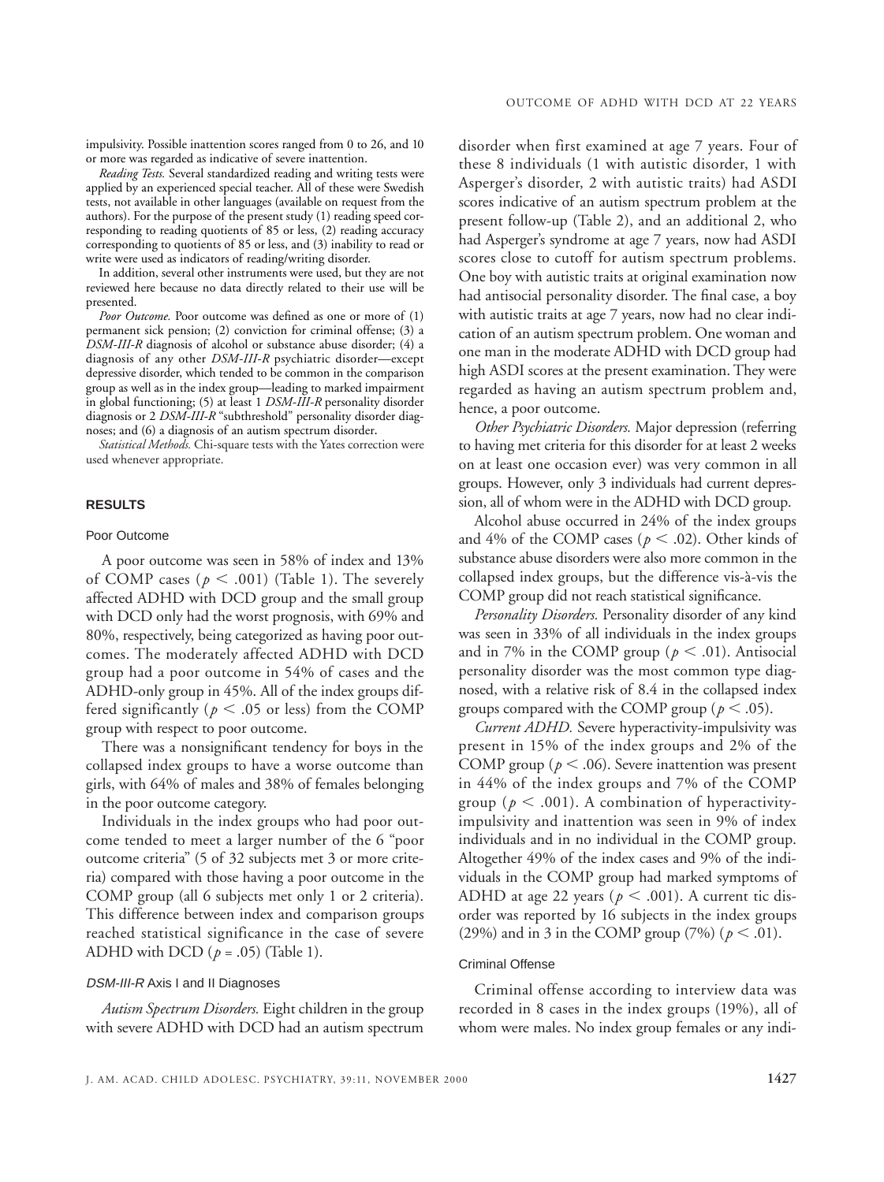impulsivity. Possible inattention scores ranged from 0 to 26, and 10 or more was regarded as indicative of severe inattention.

*Reading Tests.* Several standardized reading and writing tests were applied by an experienced special teacher. All of these were Swedish tests, not available in other languages (available on request from the authors). For the purpose of the present study (1) reading speed corresponding to reading quotients of 85 or less, (2) reading accuracy corresponding to quotients of 85 or less, and (3) inability to read or write were used as indicators of reading/writing disorder.

In addition, several other instruments were used, but they are not reviewed here because no data directly related to their use will be presented.

*Poor Outcome.* Poor outcome was defined as one or more of (1) permanent sick pension; (2) conviction for criminal offense; (3) a *DSM-III-R* diagnosis of alcohol or substance abuse disorder; (4) a diagnosis of any other *DSM-III-R* psychiatric disorder—except depressive disorder, which tended to be common in the comparison group as well as in the index group—leading to marked impairment in global functioning; (5) at least 1 *DSM-III-R* personality disorder diagnosis or 2 *DSM-III-R* "subthreshold" personality disorder diagnoses; and (6) a diagnosis of an autism spectrum disorder.

*Statistical Methods.* Chi-square tests with the Yates correction were used whenever appropriate.

## RESULTS

### Poor Outcome

A poor outcome was seen in 58% of index and 13% of COMP cases ($p < .001$) (Table 1). The severely affected ADHD with DCD group and the small group with DCD only had the worst prognosis, with 69% and 80%, respectively, being categorized as having poor outcomes. The moderately affected ADHD with DCD group had a poor outcome in 54% of cases and the ADHD-only group in 45%. All of the index groups differed significantly ($p < .05$ or less) from the COMP group with respect to poor outcome.

There was a nonsignificant tendency for boys in the collapsed index groups to have a worse outcome than girls, with 64% of males and 38% of females belonging in the poor outcome category.

Individuals in the index groups who had poor outcome tended to meet a larger number of the 6 "poor outcome criteria" (5 of 32 subjects met 3 or more criteria) compared with those having a poor outcome in the COMP group (all 6 subjects met only 1 or 2 criteria). This difference between index and comparison groups reached statistical significance in the case of severe ADHD with DCD ($p = .05$) (Table 1).

### *DSM-III-R* Axis I and II Diagnoses

*Autism Spectrum Disorders.* Eight children in the group with severe ADHD with DCD had an autism spectrum disorder when first examined at age 7 years. Four of these 8 individuals (1 with autistic disorder, 1 with Asperger's disorder, 2 with autistic traits) had ASDI scores indicative of an autism spectrum problem at the present follow-up (Table 2), and an additional 2, who had Asperger's syndrome at age 7 years, now had ASDI scores close to cutoff for autism spectrum problems. One boy with autistic traits at original examination now had antisocial personality disorder. The final case, a boy with autistic traits at age 7 years, now had no clear indication of an autism spectrum problem. One woman and one man in the moderate ADHD with DCD group had high ASDI scores at the present examination. They were regarded as having an autism spectrum problem and, hence, a poor outcome.

*Other Psychiatric Disorders.* Major depression (referring to having met criteria for this disorder for at least 2 weeks on at least one occasion ever) was very common in all groups. However, only 3 individuals had current depression, all of whom were in the ADHD with DCD group.

Alcohol abuse occurred in 24% of the index groups and 4% of the COMP cases ($p < .02$). Other kinds of substance abuse disorders were also more common in the collapsed index groups, but the difference vis-à-vis the COMP group did not reach statistical significance.

*Personality Disorders.* Personality disorder of any kind was seen in 33% of all individuals in the index groups and in 7% in the COMP group ($p < .01$). Antisocial personality disorder was the most common type diagnosed, with a relative risk of 8.4 in the collapsed index groups compared with the COMP group ($p < .05$).

*Current ADHD.* Severe hyperactivity-impulsivity was present in 15% of the index groups and 2% of the COMP group ($p < .06$). Severe inattention was present in 44% of the index groups and 7% of the COMP group ($p < .001$). A combination of hyperactivity-impulsivity and inattention was seen in 9% of index individuals and in no individual in the COMP group. Altogether 49% of the index cases and 9% of the individuals in the COMP group had marked symptoms of ADHD at age 22 years ($p < .001$). A current tic disorder was reported by 16 subjects in the index groups (29%) and in 3 in the COMP group (7%) ($p < .01$).

### Criminal Offense

Criminal offense according to interview data was recorded in 8 cases in the index groups (19%), all of whom were males. No index group females or any indi-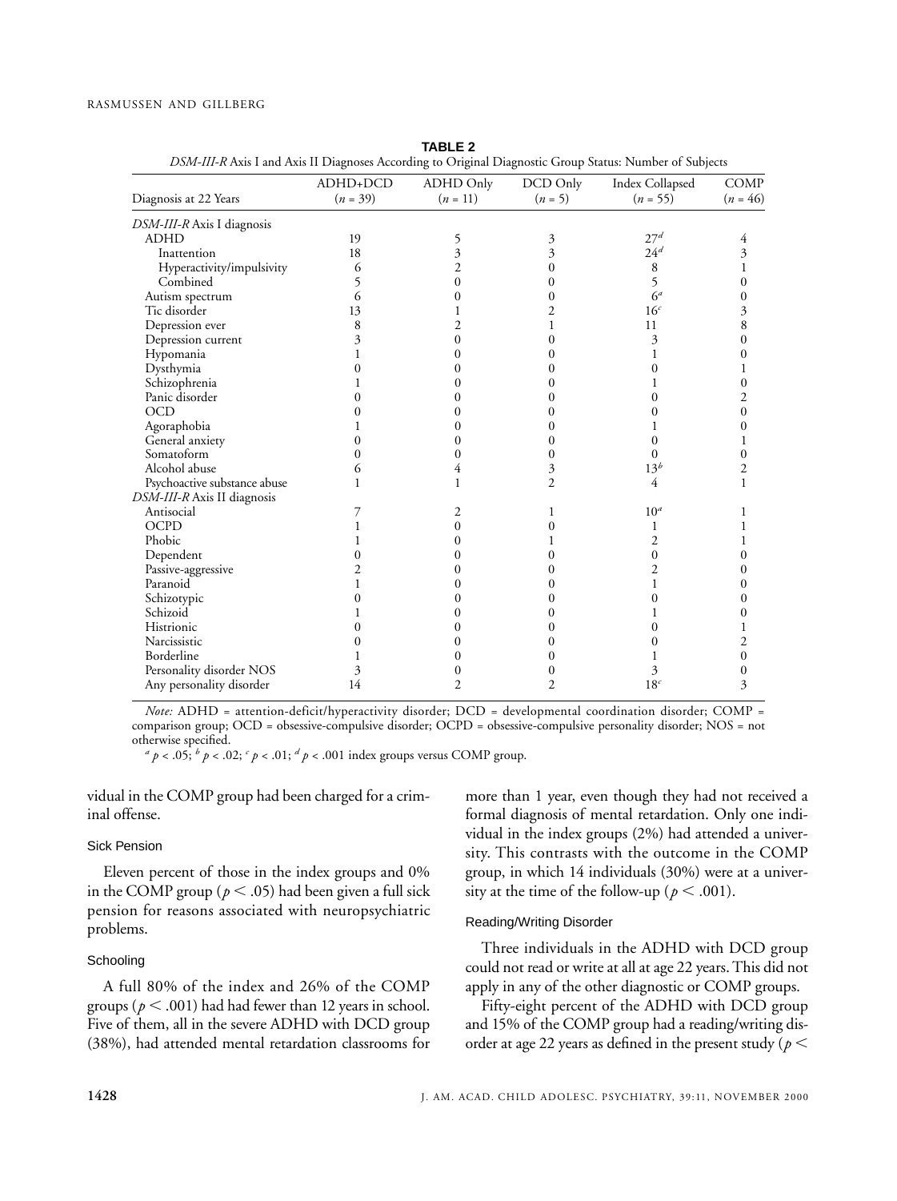**TABLE 2**

*DSM-III-R* Axis I and Axis II Diagnoses According to Original Diagnostic Group Status: Number of Subjects

| Diagnosis at 22 Years | ADHD+DCD ($n$ = 39) | ADHD Only ($n$ = 11) | DCD Only ($n$ = 5) | Index Collapsed ($n$ = 55) | COMP ($n$ = 46) |
|---|---|---|---|---|---|
| *DSM-III-R* Axis I diagnosis | | | | | |
| ADHD | 19 | 5 | 3 | 27[d] | 4 |
| Inattention | 18 | 3 | 3 | 24[d] | 3 |
| Hyperactivity/impulsivity | 6 | 2 | 0 | 8 | 1 |
| Combined | 5 | 0 | 0 | 5 | 0 |
| Autism spectrum | 6 | 0 | 0 | 6[a] | 0 |
| Tic disorder | 13 | 1 | 2 | 16[c] | 3 |
| Depression ever | 8 | 2 | 1 | 11 | 8 |
| Depression current | 3 | 0 | 0 | 3 | 0 |
| Hypomania | 1 | 0 | 0 | 1 | 0 |
| Dysthymia | 0 | 0 | 0 | 0 | 1 |
| Schizophrenia | 1 | 0 | 0 | 1 | 0 |
| Panic disorder | 0 | 0 | 0 | 0 | 2 |
| OCD | 0 | 0 | 0 | 0 | 0 |
| Agoraphobia | 1 | 0 | 0 | 1 | 0 |
| General anxiety | 0 | 0 | 0 | 0 | 1 |
| Somatoform | 0 | 0 | 0 | 0 | 0 |
| Alcohol abuse | 6 | 4 | 3 | 13[b] | 2 |
| Psychoactive substance abuse | 1 | 1 | 2 | 4 | 1 |
| *DSM-III-R* Axis II diagnosis | | | | | |
| Antisocial | 7 | 2 | 1 | 10[a] | 1 |
| OCPD | 1 | 0 | 0 | 1 | 1 |
| Phobic | 1 | 0 | 1 | 2 | 1 |
| Dependent | 0 | 0 | 0 | 0 | 0 |
| Passive-aggressive | 2 | 0 | 0 | 2 | 0 |
| Paranoid | 1 | 0 | 0 | 1 | 0 |
| Schizotypic | 0 | 0 | 0 | 0 | 0 |
| Schizoid | 1 | 0 | 0 | 1 | 0 |
| Histrionic | 0 | 0 | 0 | 0 | 1 |
| Narcissistic | 0 | 0 | 0 | 0 | 2 |
| Borderline | 1 | 0 | 0 | 1 | 0 |
| Personality disorder NOS | 3 | 0 | 0 | 3 | 0 |
| Any personality disorder | 14 | 2 | 2 | 18[c] | 3 |

*Note:* ADHD = attention-deficit/hyperactivity disorder; DCD = developmental coordination disorder; COMP = comparison group; OCD = obsessive-compulsive disorder; OCPD = obsessive-compulsive personality disorder; NOS = not otherwise specified.

[a] $p < .05$; [b] $p < .02$; [c] $p < .01$; [d] $p < .001$ index groups versus COMP group.

vidual in the COMP group had been charged for a criminal offense.

### Sick Pension

Eleven percent of those in the index groups and 0% in the COMP group ($p < .05$) had been given a full sick pension for reasons associated with neuropsychiatric problems.

### Schooling

A full 80% of the index and 26% of the COMP groups ($p < .001$) had had fewer than 12 years in school. Five of them, all in the severe ADHD with DCD group (38%), had attended mental retardation classrooms for more than 1 year, even though they had not received a formal diagnosis of mental retardation. Only one individual in the index groups (2%) had attended a university. This contrasts with the outcome in the COMP group, in which 14 individuals (30%) were at a university at the time of the follow-up ($p < .001$).

### Reading/Writing Disorder

Three individuals in the ADHD with DCD group could not read or write at all at age 22 years. This did not apply in any of the other diagnostic or COMP groups.

Fifty-eight percent of the ADHD with DCD group and 15% of the COMP group had a reading/writing disorder at age 22 years as defined in the present study ($p <$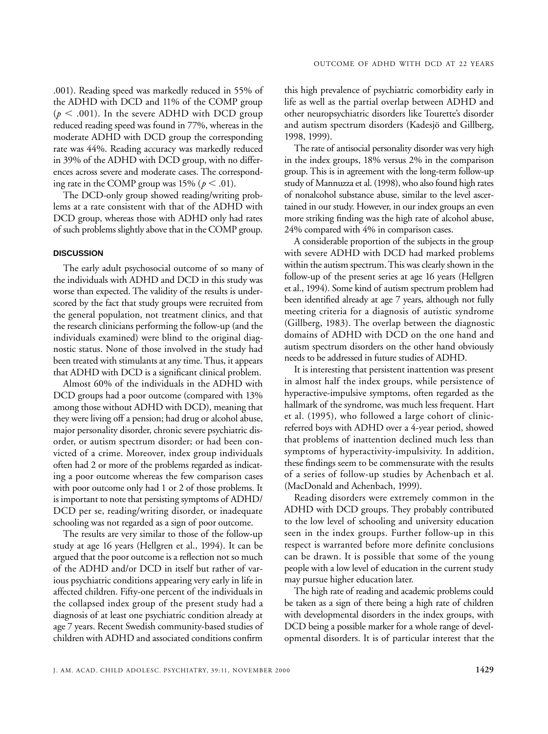.001). Reading speed was markedly reduced in 55% of the ADHD with DCD and 11% of the COMP group ($p < .001$). In the severe ADHD with DCD group reduced reading speed was found in 77%, whereas in the moderate ADHD with DCD group the corresponding rate was 44%. Reading accuracy was markedly reduced in 39% of the ADHD with DCD group, with no differences across severe and moderate cases. The corresponding rate in the COMP group was 15% ($p < .01$).

The DCD-only group showed reading/writing problems at a rate consistent with that of the ADHD with DCD group, whereas those with ADHD only had rates of such problems slightly above that in the COMP group.

## DISCUSSION

The early adult psychosocial outcome of so many of the individuals with ADHD and DCD in this study was worse than expected. The validity of the results is underscored by the fact that study groups were recruited from the general population, not treatment clinics, and that the research clinicians performing the follow-up (and the individuals examined) were blind to the original diagnostic status. None of those involved in the study had been treated with stimulants at any time. Thus, it appears that ADHD with DCD is a significant clinical problem.

Almost 60% of the individuals in the ADHD with DCD groups had a poor outcome (compared with 13% among those without ADHD with DCD), meaning that they were living off a pension; had drug or alcohol abuse, major personality disorder, chronic severe psychiatric disorder, or autism spectrum disorder; or had been convicted of a crime. Moreover, index group individuals often had 2 or more of the problems regarded as indicating a poor outcome whereas the few comparison cases with poor outcome only had 1 or 2 of those problems. It is important to note that persisting symptoms of ADHD/DCD per se, reading/writing disorder, or inadequate schooling was not regarded as a sign of poor outcome.

The results are very similar to those of the follow-up study at age 16 years (Hellgren et al., 1994). It can be argued that the poor outcome is a reflection not so much of the ADHD and/or DCD in itself but rather of various psychiatric conditions appearing very early in life in affected children. Fifty-one percent of the individuals in the collapsed index group of the present study had a diagnosis of at least one psychiatric condition already at age 7 years. Recent Swedish community-based studies of children with ADHD and associated conditions confirm this high prevalence of psychiatric comorbidity early in life as well as the partial overlap between ADHD and other neuropsychiatric disorders like Tourette's disorder and autism spectrum disorders (Kadesjö and Gillberg, 1998, 1999).

The rate of antisocial personality disorder was very high in the index groups, 18% versus 2% in the comparison group. This is in agreement with the long-term follow-up study of Mannuzza et al. (1998), who also found high rates of nonalcohol substance abuse, similar to the level ascertained in our study. However, in our index groups an even more striking finding was the high rate of alcohol abuse, 24% compared with 4% in comparison cases.

A considerable proportion of the subjects in the group with severe ADHD with DCD had marked problems within the autism spectrum. This was clearly shown in the follow-up of the present series at age 16 years (Hellgren et al., 1994). Some kind of autism spectrum problem had been identified already at age 7 years, although not fully meeting criteria for a diagnosis of autistic syndrome (Gillberg, 1983). The overlap between the diagnostic domains of ADHD with DCD on the one hand and autism spectrum disorders on the other hand obviously needs to be addressed in future studies of ADHD.

It is interesting that persistent inattention was present in almost half the index groups, while persistence of hyperactive-impulsive symptoms, often regarded as the hallmark of the syndrome, was much less frequent. Hart et al. (1995), who followed a large cohort of clinic-referred boys with ADHD over a 4-year period, showed that problems of inattention declined much less than symptoms of hyperactivity-impulsivity. In addition, these findings seem to be commensurate with the results of a series of follow-up studies by Achenbach et al. (MacDonald and Achenbach, 1999).

Reading disorders were extremely common in the ADHD with DCD groups. They probably contributed to the low level of schooling and university education seen in the index groups. Further follow-up in this respect is warranted before more definite conclusions can be drawn. It is possible that some of the young people with a low level of education in the current study may pursue higher education later.

The high rate of reading and academic problems could be taken as a sign of there being a high rate of children with developmental disorders in the index groups, with DCD being a possible marker for a whole range of developmental disorders. It is of particular interest that the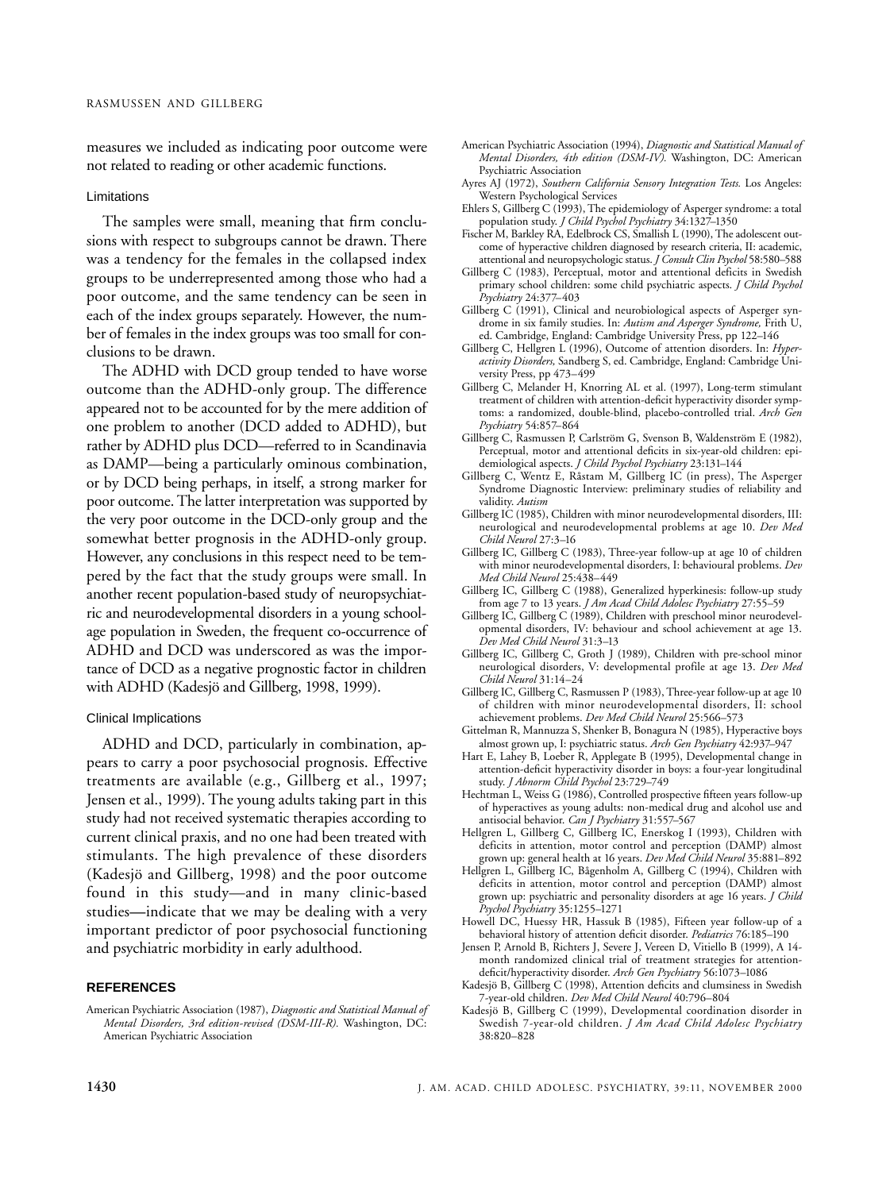measures we included as indicating poor outcome were not related to reading or other academic functions.

### Limitations

The samples were small, meaning that firm conclusions with respect to subgroups cannot be drawn. There was a tendency for the females in the collapsed index groups to be underrepresented among those who had a poor outcome, and the same tendency can be seen in each of the index groups separately. However, the number of females in the index groups was too small for conclusions to be drawn.

The ADHD with DCD group tended to have worse outcome than the ADHD-only group. The difference appeared not to be accounted for by the mere addition of one problem to another (DCD added to ADHD), but rather by ADHD plus DCD—referred to in Scandinavia as DAMP—being a particularly ominous combination, or by DCD being perhaps, in itself, a strong marker for poor outcome. The latter interpretation was supported by the very poor outcome in the DCD-only group and the somewhat better prognosis in the ADHD-only group. However, any conclusions in this respect need to be tempered by the fact that the study groups were small. In another recent population-based study of neuropsychiatric and neurodevelopmental disorders in a young school-age population in Sweden, the frequent co-occurrence of ADHD and DCD was underscored as was the importance of DCD as a negative prognostic factor in children with ADHD (Kadesjö and Gillberg, 1998, 1999).

### Clinical Implications

ADHD and DCD, particularly in combination, appears to carry a poor psychosocial prognosis. Effective treatments are available (e.g., Gillberg et al., 1997; Jensen et al., 1999). The young adults taking part in this study had not received systematic therapies according to current clinical praxis, and no one had been treated with stimulants. The high prevalence of these disorders (Kadesjö and Gillberg, 1998) and the poor outcome found in this study—and in many clinic-based studies—indicate that we may be dealing with a very important predictor of poor psychosocial functioning and psychiatric morbidity in early adulthood.

## REFERENCES

American Psychiatric Association (1987), *Diagnostic and Statistical Manual of Mental Disorders, 3rd edition-revised (DSM-III-R).* Washington, DC: American Psychiatric Association

American Psychiatric Association (1994), *Diagnostic and Statistical Manual of Mental Disorders, 4th edition (DSM-IV).* Washington, DC: American Psychiatric Association

Ayres AJ (1972), *Southern California Sensory Integration Tests.* Los Angeles: Western Psychological Services

Ehlers S, Gillberg C (1993), The epidemiology of Asperger syndrome: a total population study. *J Child Psychol Psychiatry* 34:1327–1350

Fischer M, Barkley RA, Edelbrock CS, Smallish L (1990), The adolescent outcome of hyperactive children diagnosed by research criteria, II: academic, attentional and neuropsychologic status. *J Consult Clin Psychol* 58:580–588

Gillberg C (1983), Perceptual, motor and attentional deficits in Swedish primary school children: some child psychiatric aspects. *J Child Psychol Psychiatry* 24:377–403

Gillberg C (1991), Clinical and neurobiological aspects of Asperger syndrome in six family studies. In: *Autism and Asperger Syndrome,* Frith U, ed. Cambridge, England: Cambridge University Press, pp 122–146

Gillberg C, Hellgren L (1996), Outcome of attention disorders. In: *Hyperactivity Disorders,* Sandberg S, ed. Cambridge, England: Cambridge University Press, pp 473–499

Gillberg C, Melander H, Knorring AL et al. (1997), Long-term stimulant treatment of children with attention-deficit hyperactivity disorder symptoms: a randomized, double-blind, placebo-controlled trial. *Arch Gen Psychiatry* 54:857–864

Gillberg C, Rasmussen P, Carlström G, Svenson B, Waldenström E (1982), Perceptual, motor and attentional deficits in six-year-old children: epidemiological aspects. *J Child Psychol Psychiatry* 23:131–144

Gillberg C, Wentz E, Råstam M, Gillberg IC (in press), The Asperger Syndrome Diagnostic Interview: preliminary studies of reliability and validity. *Autism*

Gillberg IC (1985), Children with minor neurodevelopmental disorders, III: neurological and neurodevelopmental problems at age 10. *Dev Med Child Neurol* 27:3–16

Gillberg IC, Gillberg C (1983), Three-year follow-up at age 10 of children with minor neurodevelopmental disorders, I: behavioural problems. *Dev Med Child Neurol* 25:438–449

Gillberg IC, Gillberg C (1988), Generalized hyperkinesis: follow-up study from age 7 to 13 years. *J Am Acad Child Adolesc Psychiatry* 27:55–59

Gillberg IC, Gillberg C (1989), Children with preschool minor neurodevelopmental disorders, IV: behaviour and school achievement at age 13. *Dev Med Child Neurol* 31:3–13

Gillberg IC, Gillberg C, Groth J (1989), Children with pre-school minor neurological disorders, V: developmental profile at age 13. *Dev Med Child Neurol* 31:14–24

Gillberg IC, Gillberg C, Rasmussen P (1983), Three-year follow-up at age 10 of children with minor neurodevelopmental disorders, II: school achievement problems. *Dev Med Child Neurol* 25:566–573

Gittelman R, Mannuzza S, Shenker B, Bonagura N (1985), Hyperactive boys almost grown up, I: psychiatric status. *Arch Gen Psychiatry* 42:937–947

Hart E, Lahey B, Loeber R, Applegate B (1995), Developmental change in attention-deficit hyperactivity disorder in boys: a four-year longitudinal study. *J Abnorm Child Psychol* 23:729–749

Hechtman L, Weiss G (1986), Controlled prospective fifteen years follow-up of hyperactives as young adults: non-medical drug and alcohol use and antisocial behavior. *Can J Psychiatry* 31:557–567

Hellgren L, Gillberg C, Gillberg IC, Enerskog I (1993), Children with deficits in attention, motor control and perception (DAMP) almost grown up: general health at 16 years. *Dev Med Child Neurol* 35:881–892

Hellgren L, Gillberg IC, Bågenholm A, Gillberg C (1994), Children with deficits in attention, motor control and perception (DAMP) almost grown up: psychiatric and personality disorders at age 16 years. *J Child Psychol Psychiatry* 35:1255–1271

Howell DC, Huessy HR, Hassuk B (1985), Fifteen year follow-up of a behavioral history of attention deficit disorder. *Pediatrics* 76:185–190

Jensen P, Arnold B, Richters J, Severe J, Vereen D, Vitiello B (1999), A 14-month randomized clinical trial of treatment strategies for attention-deficit/hyperactivity disorder. *Arch Gen Psychiatry* 56:1073–1086

Kadesjö B, Gillberg C (1998), Attention deficits and clumsiness in Swedish 7-year-old children. *Dev Med Child Neurol* 40:796–804

Kadesjö B, Gillberg C (1999), Developmental coordination disorder in Swedish 7-year-old children. *J Am Acad Child Adolesc Psychiatry* 38:820–828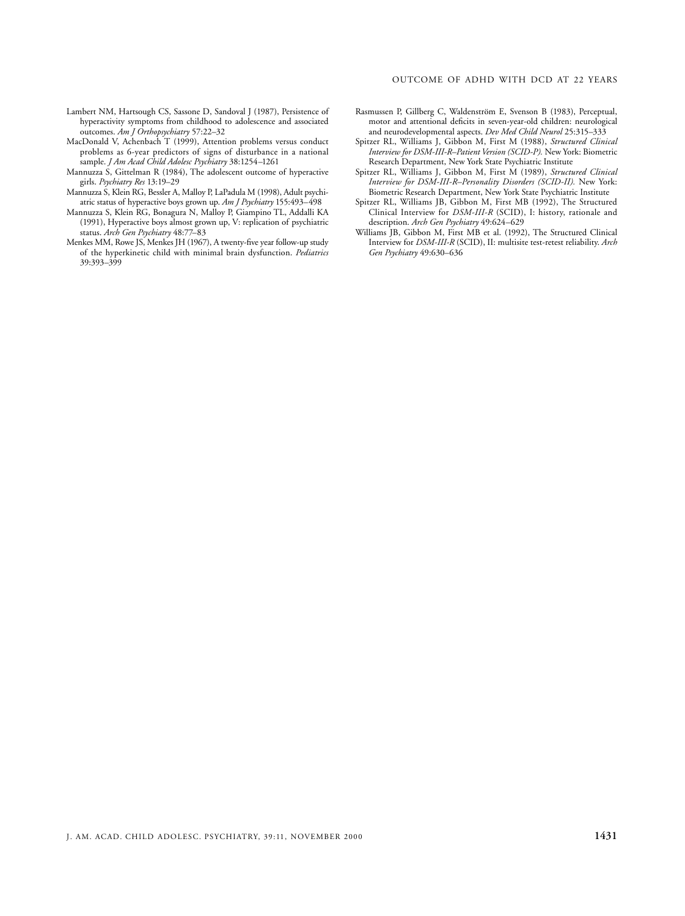Lambert NM, Hartsough CS, Sassone D, Sandoval J (1987), Persistence of hyperactivity symptoms from childhood to adolescence and associated outcomes. *Am J Orthopsychiatry* 57:22–32

MacDonald V, Achenbach T (1999), Attention problems versus conduct problems as 6-year predictors of signs of disturbance in a national sample. *J Am Acad Child Adolesc Psychiatry* 38:1254–1261

Mannuzza S, Gittelman R (1984), The adolescent outcome of hyperactive girls. *Psychiatry Res* 13:19–29

Mannuzza S, Klein RG, Bessler A, Malloy P, LaPadula M (1998), Adult psychiatric status of hyperactive boys grown up. *Am J Psychiatry* 155:493–498

Mannuzza S, Klein RG, Bonagura N, Malloy P, Giampino TL, Addalli KA (1991), Hyperactive boys almost grown up, V: replication of psychiatric status. *Arch Gen Psychiatry* 48:77–83

Menkes MM, Rowe JS, Menkes JH (1967), A twenty-five year follow-up study of the hyperkinetic child with minimal brain dysfunction. *Pediatrics* 39:393–399

Rasmussen P, Gillberg C, Waldenström E, Svenson B (1983), Perceptual, motor and attentional deficits in seven-year-old children: neurological and neurodevelopmental aspects. *Dev Med Child Neurol* 25:315–333

Spitzer RL, Williams J, Gibbon M, First M (1988), *Structured Clinical Interview for DSM-III-R–Patient Version (SCID-P).* New York: Biometric Research Department, New York State Psychiatric Institute

Spitzer RL, Williams J, Gibbon M, First M (1989), *Structured Clinical Interview for DSM-III-R–Personality Disorders (SCID-II).* New York: Biometric Research Department, New York State Psychiatric Institute

Spitzer RL, Williams JB, Gibbon M, First MB (1992), The Structured Clinical Interview for *DSM-III-R* (SCID), I: history, rationale and description. *Arch Gen Psychiatry* 49:624–629

Williams JB, Gibbon M, First MB et al. (1992), The Structured Clinical Interview for *DSM-III-R* (SCID), II: multisite test-retest reliability. *Arch Gen Psychiatry* 49:630–636